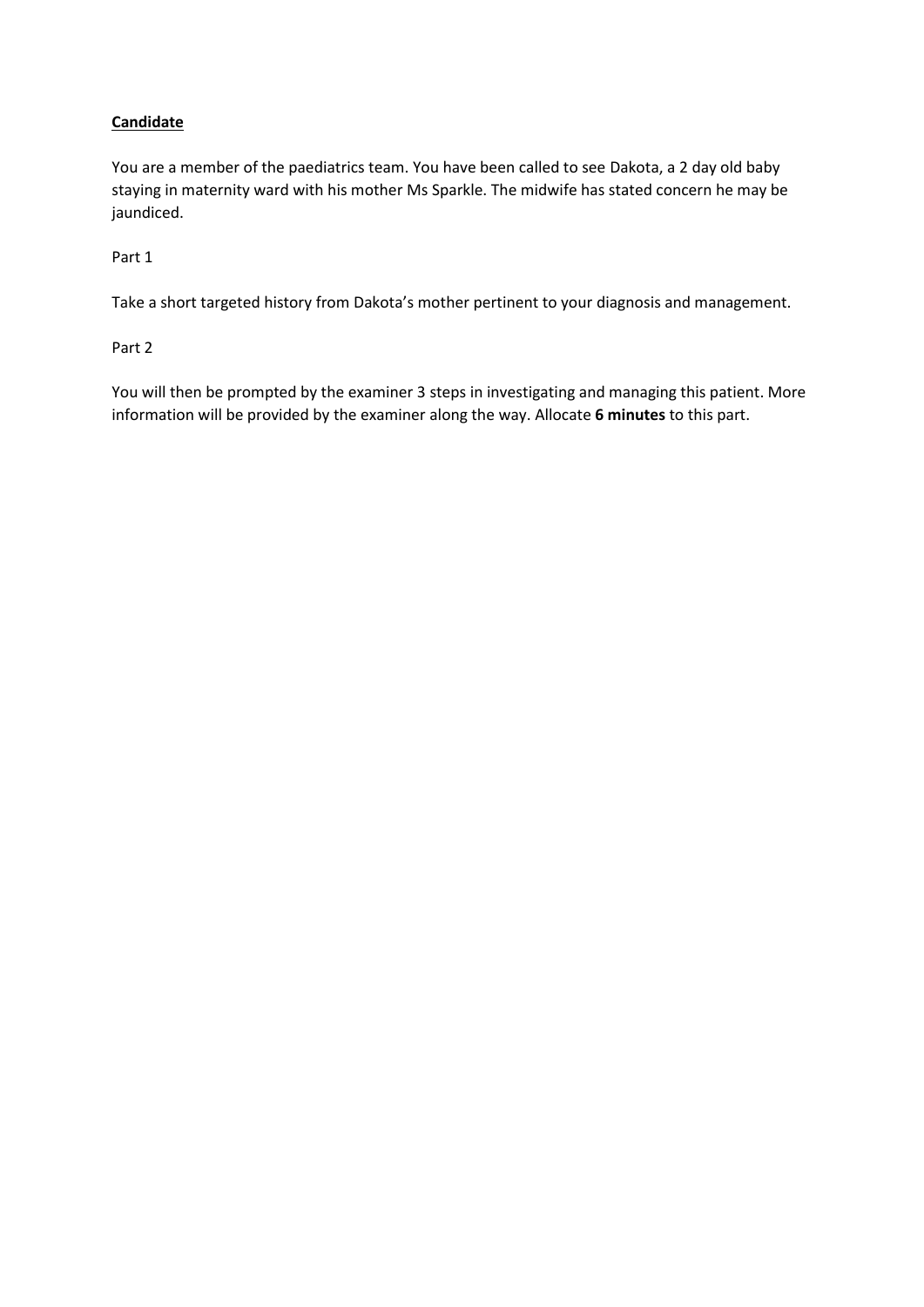**Candidate**

You are a member of the paediatrics team. You have been called to see Dakota, a 2 day old baby staying in maternity ward with his mother Ms Sparkle. The midwife has stated concern he may be jaundiced.

Part 1

Take a short targeted history from Dakota's mother pertinent to your diagnosis and management.

Part 2

You will then be prompted by the examiner 3 steps in investigating and managing this patient. More information will be provided by the examiner along the way. Allocate **6 minutes** to this part.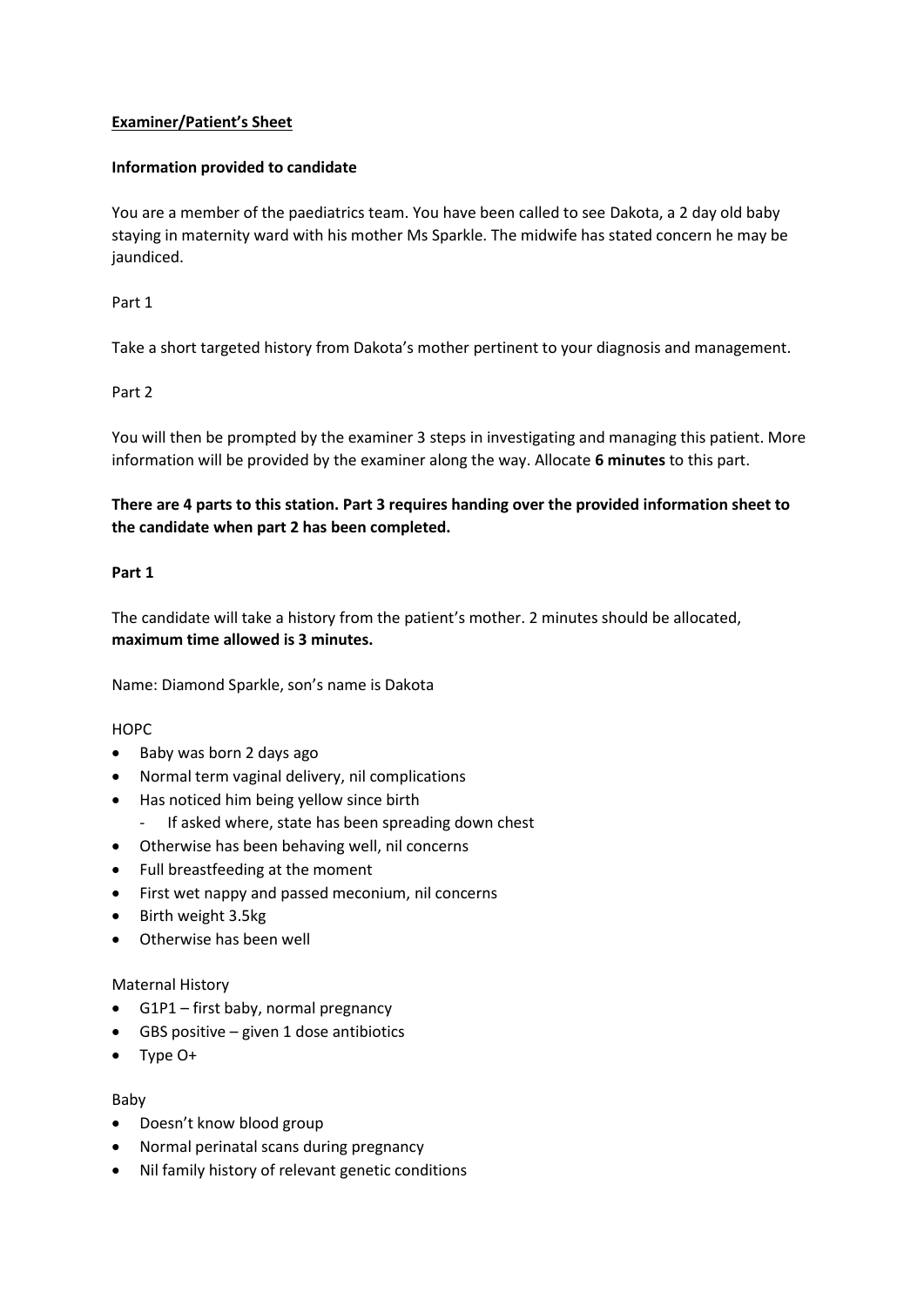**Examiner/Patient's Sheet**

**Information provided to candidate**

You are a member of the paediatrics team. You have been called to see Dakota, a 2 day old baby staying in maternity ward with his mother Ms Sparkle. The midwife has stated concern he may be jaundiced.

Part 1

Take a short targeted history from Dakota's mother pertinent to your diagnosis and management.

Part 2

You will then be prompted by the examiner 3 steps in investigating and managing this patient. More information will be provided by the examiner along the way. Allocate **6 minutes** to this part.

**There are 4 parts to this station. Part 3 requires handing over the provided information sheet to the candidate when part 2 has been completed.**

**Part 1**

The candidate will take a history from the patient's mother. 2 minutes should be allocated, **maximum time allowed is 3 minutes.**

Name: Diamond Sparkle, son's name is Dakota

HOPC

- Baby was born 2 days ago
- Normal term vaginal delivery, nil complications
- Has noticed him being yellow since birth
  - If asked where, state has been spreading down chest
- Otherwise has been behaving well, nil concerns
- Full breastfeeding at the moment
- First wet nappy and passed meconium, nil concerns
- Birth weight 3.5kg
- Otherwise has been well

Maternal History

- G1P1 – first baby, normal pregnancy
- GBS positive – given 1 dose antibiotics
- Type O+

Baby

- Doesn't know blood group
- Normal perinatal scans during pregnancy
- Nil family history of relevant genetic conditions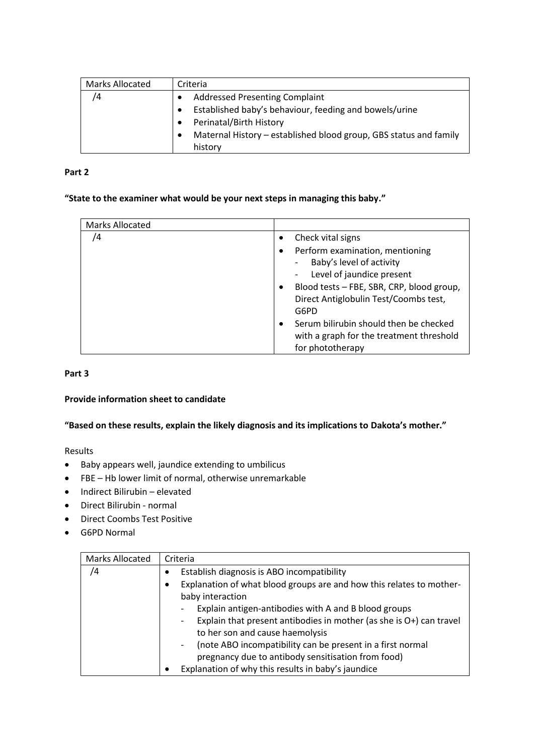| Marks Allocated | Criteria |
|---|---|
| /4 | • Addressed Presenting Complaint<br>• Established baby's behaviour, feeding and bowels/urine<br>• Perinatal/Birth History<br>• Maternal History – established blood group, GBS status and family history |

**Part 2**

**"State to the examiner what would be your next steps in managing this baby."**

| Marks Allocated | |
|---|---|
| /4 | • Check vital signs<br>• Perform examination, mentioning<br>  - Baby's level of activity<br>  - Level of jaundice present<br>• Blood tests – FBE, SBR, CRP, blood group, Direct Antiglobulin Test/Coombs test, G6PD<br>• Serum bilirubin should then be checked with a graph for the treatment threshold for phototherapy |

**Part 3**

**Provide information sheet to candidate**

**"Based on these results, explain the likely diagnosis and its implications to Dakota's mother."**

Results

- Baby appears well, jaundice extending to umbilicus
- FBE – Hb lower limit of normal, otherwise unremarkable
- Indirect Bilirubin – elevated
- Direct Bilirubin - normal
- Direct Coombs Test Positive
- G6PD Normal

| Marks Allocated | Criteria |
|---|---|
| /4 | • Establish diagnosis is ABO incompatibility<br>• Explanation of what blood groups are and how this relates to mother-baby interaction<br>  - Explain antigen-antibodies with A and B blood groups<br>  - Explain that present antibodies in mother (as she is O+) can travel to her son and cause haemolysis<br>  - (note ABO incompatibility can be present in a first normal pregnancy due to antibody sensitisation from food)<br>• Explanation of why this results in baby's jaundice |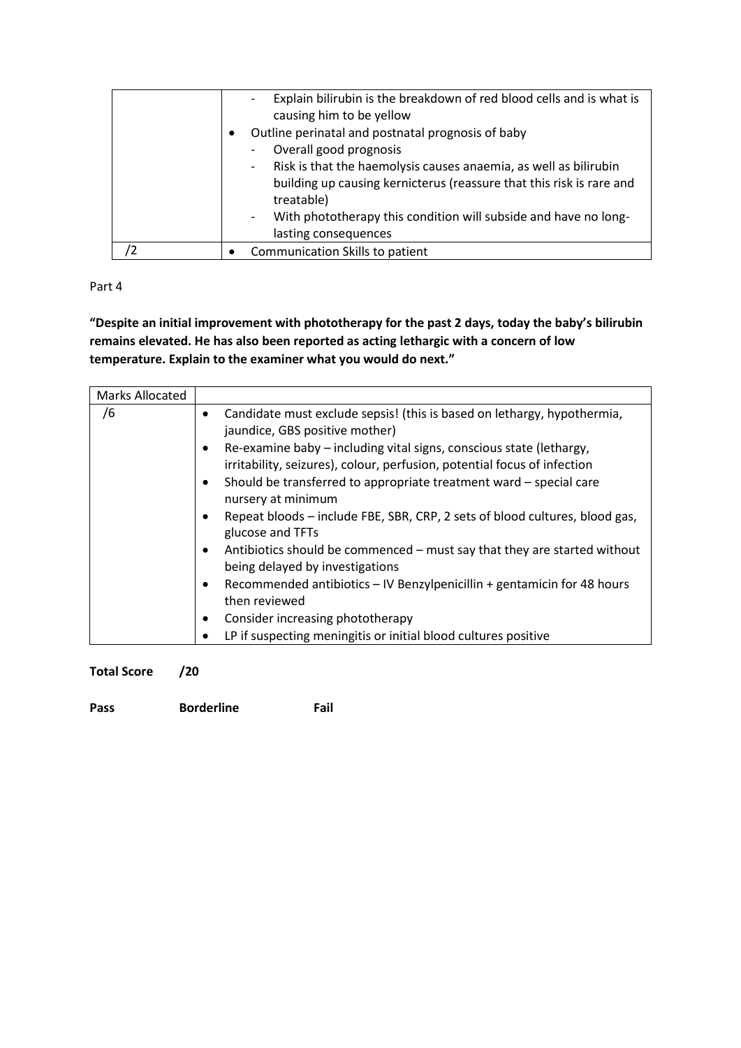| | |
|---|---|
| | - Explain bilirubin is the breakdown of red blood cells and is what is causing him to be yellow<br>• Outline perinatal and postnatal prognosis of baby<br>- Overall good prognosis<br>- Risk is that the haemolysis causes anaemia, as well as bilirubin building up causing kernicterus (reassure that this risk is rare and treatable)<br>- With phototherapy this condition will subside and have no long-lasting consequences |
| /2 | • Communication Skills to patient |

Part 4

**"Despite an initial improvement with phototherapy for the past 2 days, today the baby's bilirubin remains elevated. He has also been reported as acting lethargic with a concern of low temperature. Explain to the examiner what you would do next."**

| Marks Allocated | |
|---|---|
| /6 | • Candidate must exclude sepsis! (this is based on lethargy, hypothermia, jaundice, GBS positive mother)<br>• Re-examine baby – including vital signs, conscious state (lethargy, irritability, seizures), colour, perfusion, potential focus of infection<br>• Should be transferred to appropriate treatment ward – special care nursery at minimum<br>• Repeat bloods – include FBE, SBR, CRP, 2 sets of blood cultures, blood gas, glucose and TFTs<br>• Antibiotics should be commenced – must say that they are started without being delayed by investigations<br>• Recommended antibiotics – IV Benzylpenicillin + gentamicin for 48 hours then reviewed<br>• Consider increasing phototherapy<br>• LP if suspecting meningitis or initial blood cultures positive |

**Total Score /20**

**Pass Borderline Fail**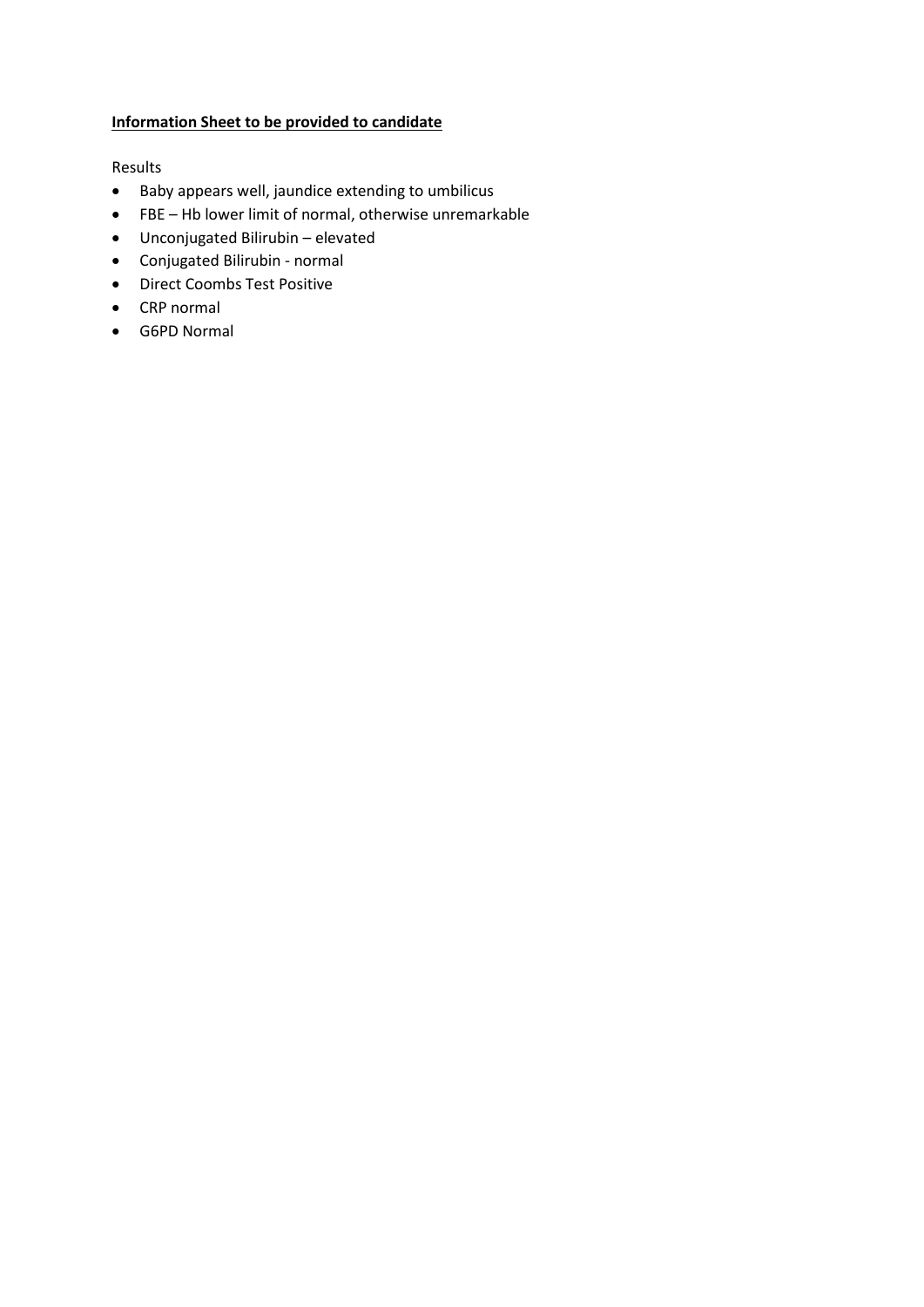**Information Sheet to be provided to candidate**

Results

- Baby appears well, jaundice extending to umbilicus
- FBE – Hb lower limit of normal, otherwise unremarkable
- Unconjugated Bilirubin – elevated
- Conjugated Bilirubin - normal
- Direct Coombs Test Positive
- CRP normal
- G6PD Normal